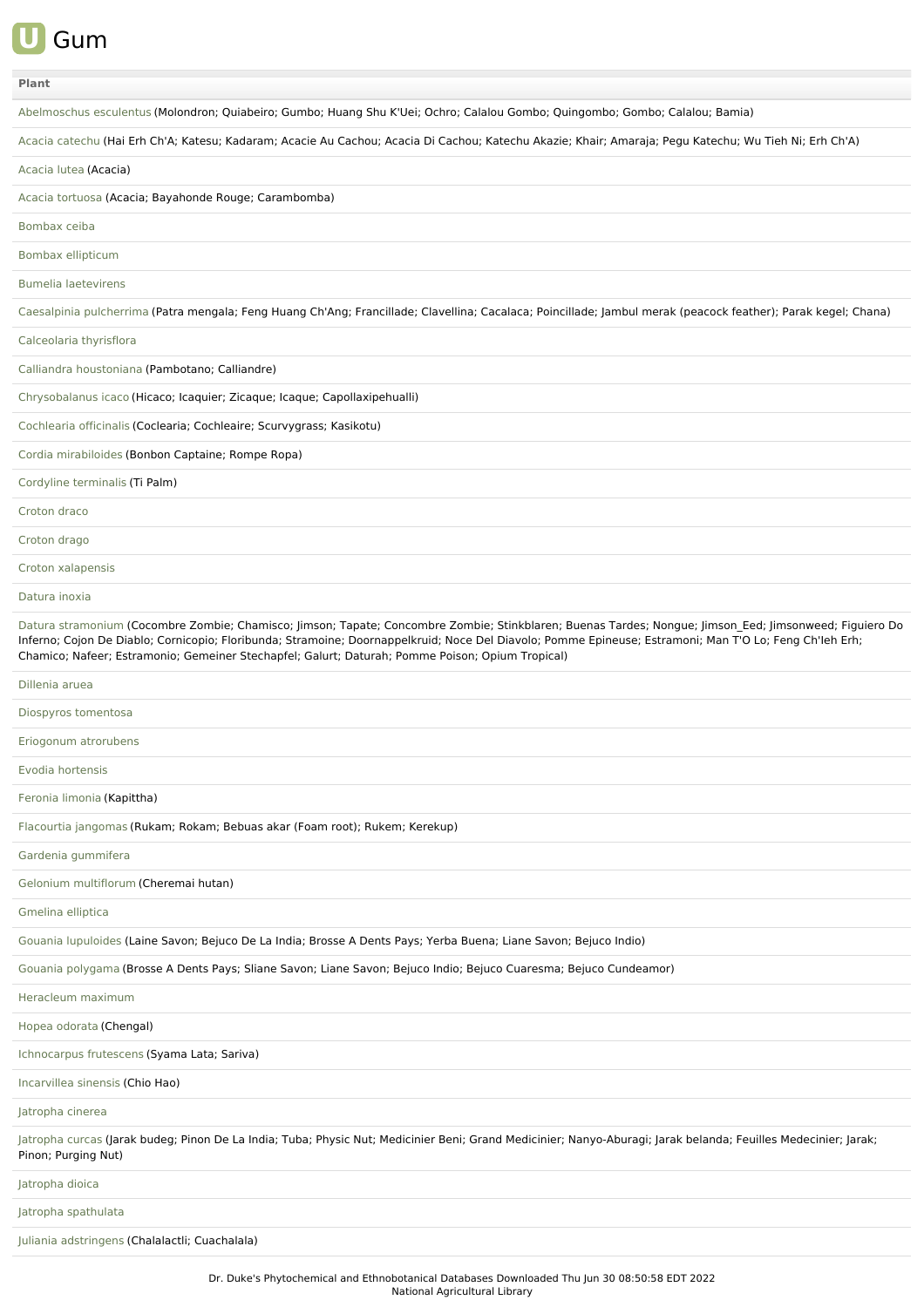# Gum

| Plant |
| --- |
| Abelmoschus esculentus (Molondron; Quiabeiro; Gumbo; Huang Shu K'Uei; Ochro; Calalou Gombo; Quingombo; Gombo; Calalou; Bamia) |
| Acacia catechu (Hai Erh Ch'A; Katesu; Kadaram; Acacie Au Cachou; Acacia Di Cachou; Katechu Akazie; Khair; Amaraja; Pegu Katechu; Wu Tieh Ni; Erh Ch'A) |
| Acacia lutea (Acacia) |
| Acacia tortuosa (Acacia; Bayahonde Rouge; Carambomba) |
| Bombax ceiba |
| Bombax ellipticum |
| Bumelia laetevirens |
| Caesalpinia pulcherrima (Patra mengala; Feng Huang Ch'Ang; Francillade; Clavellina; Cacalaca; Poincillade; Jambul merak (peacock feather); Parak kegel; Chana) |
| Calceolaria thyrisflora |
| Calliandra houstoniana (Pambotano; Calliandre) |
| Chrysobalanus icaco (Hicaco; Icaquier; Zicaque; Icaque; Capollaxipehualli) |
| Cochlearia officinalis (Coclearia; Cochleaire; Scurvygrass; Kasikotu) |
| Cordia mirabiloides (Bonbon Captaine; Rompe Ropa) |
| Cordyline terminalis (Ti Palm) |
| Croton draco |
| Croton drago |
| Croton xalapensis |
| Datura inoxia |
| Datura stramonium (Cocombre Zombie; Chamisco; Jimson; Tapate; Concombre Zombie; Stinkblaren; Buenas Tardes; Nongue; Jimson_Eed; Jimsonweed; Figuiero Do Inferno; Cojon De Diablo; Cornicopio; Floribunda; Stramoine; Doornappelkruid; Noce Del Diavolo; Pomme Epineuse; Estramoni; Man T'O Lo; Feng Ch'Ieh Erh; Chamico; Nafeer; Estramonio; Gemeiner Stechapfel; Galurt; Daturah; Pomme Poison; Opium Tropical) |
| Dillenia aruea |
| Diospyros tomentosa |
| Eriogonum atrorubens |
| Evodia hortensis |
| Feronia limonia (Kapittha) |
| Flacourtia jangomas (Rukam; Rokam; Bebuas akar (Foam root); Rukem; Kerekup) |
| Gardenia gummifera |
| Gelonium multiflorum (Cheremai hutan) |
| Gmelina elliptica |
| Gouania lupuloides (Laine Savon; Bejuco De La India; Brosse A Dents Pays; Yerba Buena; Liane Savon; Bejuco Indio) |
| Gouania polygama (Brosse A Dents Pays; Sliane Savon; Liane Savon; Bejuco Indio; Bejuco Cuaresma; Bejuco Cundeamor) |
| Heracleum maximum |
| Hopea odorata (Chengal) |
| Ichnocarpus frutescens (Syama Lata; Sariva) |
| Incarvillea sinensis (Chio Hao) |
| Jatropha cinerea |
| Jatropha curcas (Jarak budeg; Pinon De La India; Tuba; Physic Nut; Medicinier Beni; Grand Medicinier; Nanyo-Aburagi; Jarak belanda; Feuilles Medecinier; Jarak; Pinon; Purging Nut) |
| Jatropha dioica |
| Jatropha spathulata |
| Juliania adstringens (Chalalactli; Cuachalala) |

Dr. Duke's Phytochemical and Ethnobotanical Databases Downloaded Thu Jun 30 08:50:58 EDT 2022
National Agricultural Library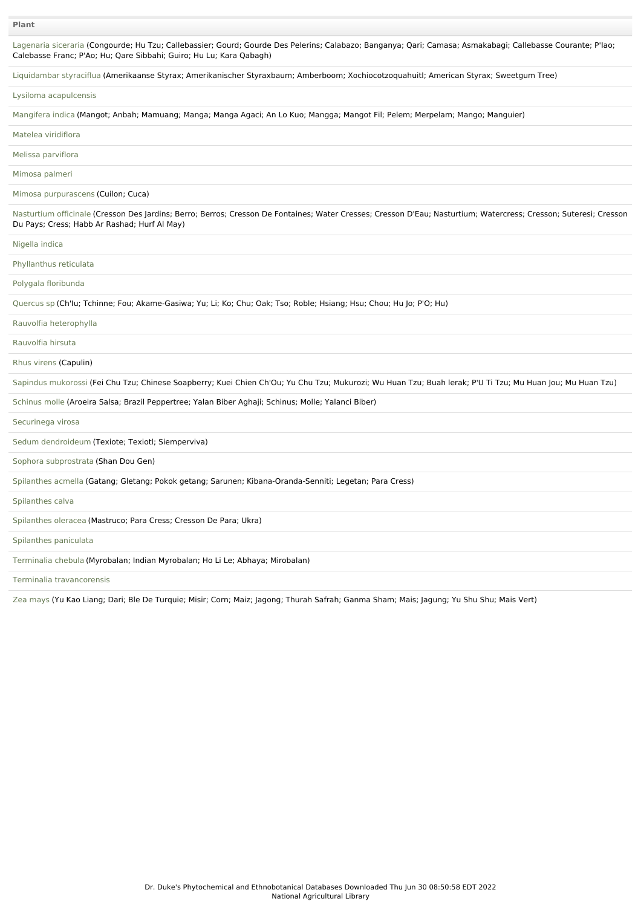| Plant |
| --- |
| Lagenaria siceraria (Congourde; Hu Tzu; Callebassier; Gourd; Gourde Des Pelerins; Calabazo; Banganya; Qari; Camasa; Asmakabagi; Callebasse Courante; P'Iao; Calebasse Franc; P'Ao; Hu; Qare Sibbahi; Guiro; Hu Lu; Kara Qabagh) |
| Liquidambar styraciflua (Amerikaanse Styrax; Amerikanischer Styraxbaum; Amberboom; Xochiocotzoquahuitl; American Styrax; Sweetgum Tree) |
| Lysiloma acapulcensis |
| Mangifera indica (Mangot; Anbah; Mamuang; Manga; Manga Agaci; An Lo Kuo; Mangga; Mangot Fil; Pelem; Merpelam; Mango; Manguier) |
| Matelea viridiflora |
| Melissa parviflora |
| Mimosa palmeri |
| Mimosa purpurascens (Cuilon; Cuca) |
| Nasturtium officinale (Cresson Des Jardins; Berro; Berros; Cresson De Fontaines; Water Cresses; Cresson D'Eau; Nasturtium; Watercress; Cresson; Suteresi; Cresson Du Pays; Cress; Habb Ar Rashad; Hurf Al May) |
| Nigella indica |
| Phyllanthus reticulata |
| Polygala floribunda |
| Quercus sp (Ch'Iu; Tchinne; Fou; Akame-Gasiwa; Yu; Li; Ko; Chu; Oak; Tso; Roble; Hsiang; Hsu; Chou; Hu Jo; P'O; Hu) |
| Rauvolfia heterophylla |
| Rauvolfia hirsuta |
| Rhus virens (Capulin) |
| Sapindus mukorossi (Fei Chu Tzu; Chinese Soapberry; Kuei Chien Ch'Ou; Yu Chu Tzu; Mukurozi; Wu Huan Tzu; Buah lerak; P'U Ti Tzu; Mu Huan Jou; Mu Huan Tzu) |
| Schinus molle (Aroeira Salsa; Brazil Peppertree; Yalan Biber Aghaji; Schinus; Molle; Yalanci Biber) |
| Securinega virosa |
| Sedum dendroideum (Texiote; Texiotl; Siemperviva) |
| Sophora subprostrata (Shan Dou Gen) |
| Spilanthes acmella (Gatang; Gletang; Pokok getang; Sarunen; Kibana-Oranda-Senniti; Legetan; Para Cress) |
| Spilanthes calva |
| Spilanthes oleracea (Mastruco; Para Cress; Cresson De Para; Ukra) |
| Spilanthes paniculata |
| Terminalia chebula (Myrobalan; Indian Myrobalan; Ho Li Le; Abhaya; Mirobalan) |
| Terminalia travancorensis |
| Zea mays (Yu Kao Liang; Dari; Ble De Turquie; Misir; Corn; Maiz; Jagong; Thurah Safrah; Ganma Sham; Mais; Jagung; Yu Shu Shu; Mais Vert) |